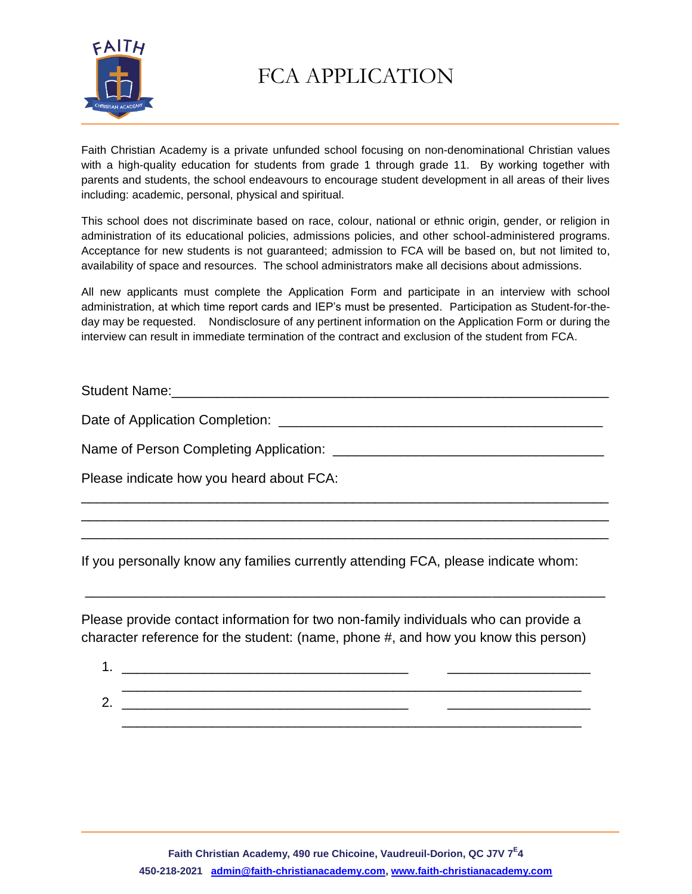# FCA APPLICATION

Faith Christian Academy is a private unfunded school focusing on non-denominational Christian values with a high-quality education for students from grade 1 through grade 11. By working together with parents and students, the school endeavours to encourage student development in all areas of their lives including: academic, personal, physical and spiritual.

This school does not discriminate based on race, colour, national or ethnic origin, gender, or religion in administration of its educational policies, admissions policies, and other school-administered programs. Acceptance for new students is not guaranteed; admission to FCA will be based on, but not limited to, availability of space and resources. The school administrators make all decisions about admissions.

All new applicants must complete the Application Form and participate in an interview with school administration, at which time report cards and IEP's must be presented. Participation as Student-for-the-day may be requested. Nondisclosure of any pertinent information on the Application Form or during the interview can result in immediate termination of the contract and exclusion of the student from FCA.

Student Name:____________________________________________________________

Date of Application Completion: ______________________________________________

Name of Person Completing Application: _______________________________________

Please indicate how you heard about FCA:

______________________________________________________________________

______________________________________________________________________

______________________________________________________________________

If you personally know any families currently attending FCA, please indicate whom:

______________________________________________________________________

Please provide contact information for two non-family individuals who can provide a character reference for the student: (name, phone #, and how you know this person)

1. ____________________________________ ___________________
   ______________________________________________________________
2. ____________________________________ ___________________
   ______________________________________________________________

**Faith Christian Academy, 490 rue Chicoine, Vaudreuil-Dorion, QC J7V 7E4**

**450-218-2021 admin@faith-christianacademy.com, www.faith-christianacademy.com**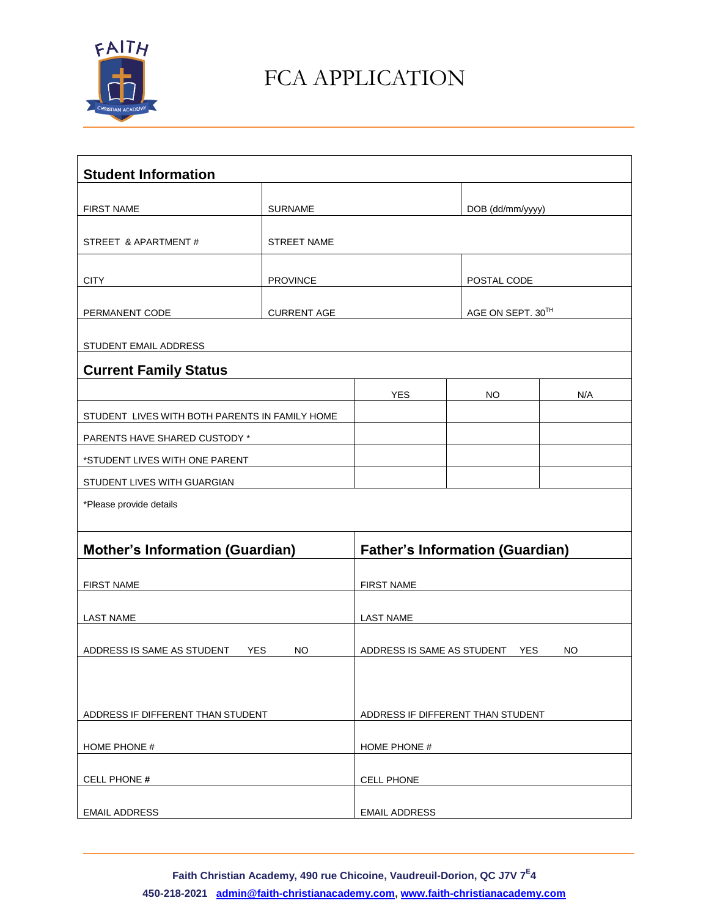# FCA APPLICATION

## Student Information

| | | |
|---|---|---|
| FIRST NAME | SURNAME | DOB (dd/mm/yyyy) |
| STREET & APARTMENT # | STREET NAME | |
| CITY | PROVINCE | POSTAL CODE |
| PERMANENT CODE | CURRENT AGE | AGE ON SEPT. 30TH |
| STUDENT EMAIL ADDRESS | | |

## Current Family Status

| | YES | NO | N/A |
|---|---|---|---|
| STUDENT LIVES WITH BOTH PARENTS IN FAMILY HOME | | | |
| PARENTS HAVE SHARED CUSTODY * | | | |
| *STUDENT LIVES WITH ONE PARENT | | | |
| STUDENT LIVES WITH GUARGIAN | | | |

*Please provide details

| Mother's Information (Guardian) | Father's Information (Guardian) |
|---|---|
| FIRST NAME | FIRST NAME |
| LAST NAME | LAST NAME |
| ADDRESS IS SAME AS STUDENT YES NO | ADDRESS IS SAME AS STUDENT YES NO |
| ADDRESS IF DIFFERENT THAN STUDENT | ADDRESS IF DIFFERENT THAN STUDENT |
| HOME PHONE # | HOME PHONE # |
| CELL PHONE # | CELL PHONE |
| EMAIL ADDRESS | EMAIL ADDRESS |

**Faith Christian Academy, 490 rue Chicoine, Vaudreuil-Dorion, QC J7V 7E4**

**450-218-2021 admin@faith-christianacademy.com, www.faith-christianacademy.com**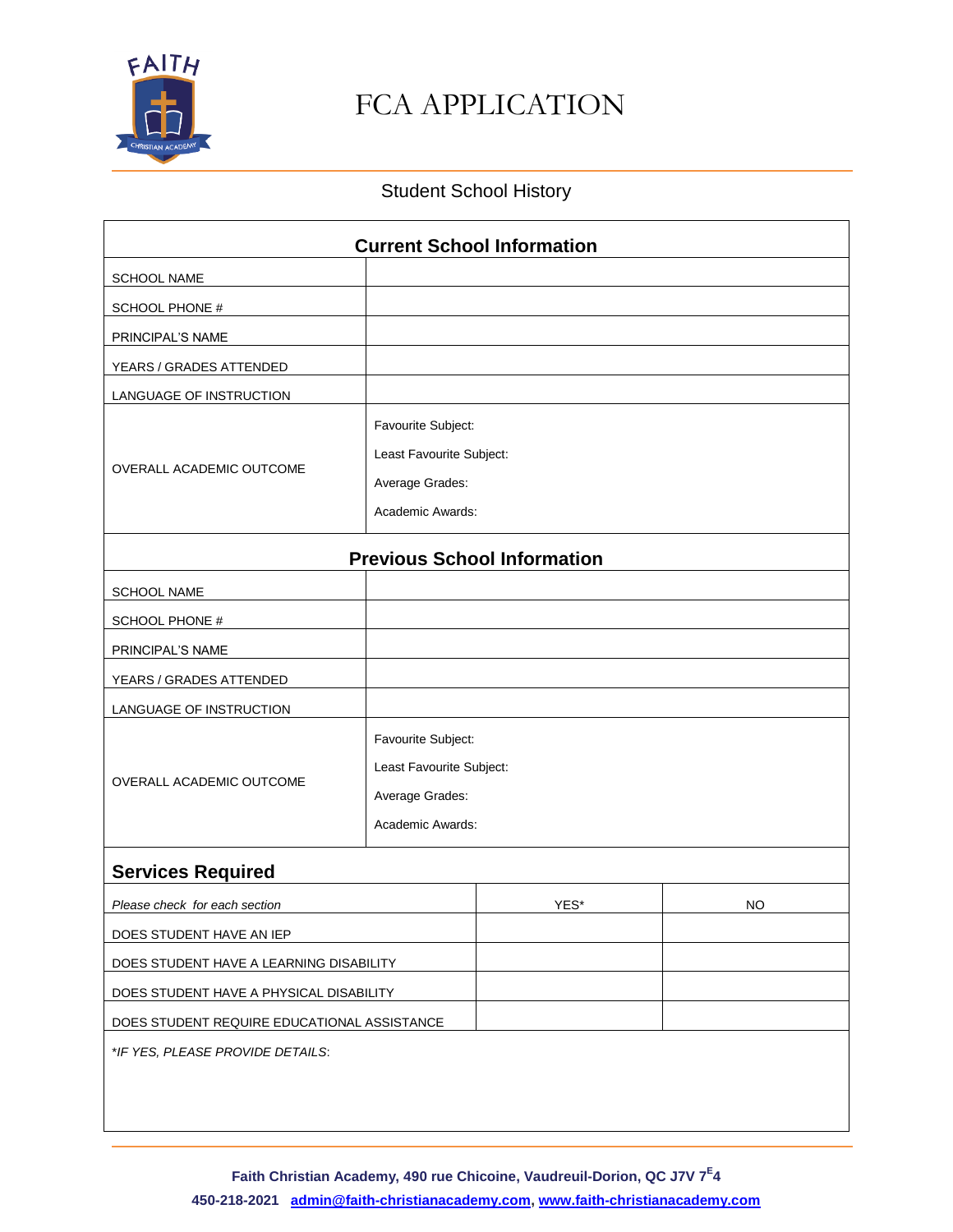# FCA APPLICATION

## Student School History

| Current School Information | |
|---|---|
| SCHOOL NAME | |
| SCHOOL PHONE # | |
| PRINCIPAL'S NAME | |
| YEARS / GRADES ATTENDED | |
| LANGUAGE OF INSTRUCTION | |
| OVERALL ACADEMIC OUTCOME | Favourite Subject:<br>Least Favourite Subject:<br>Average Grades:<br>Academic Awards: |

| Previous School Information | |
|---|---|
| SCHOOL NAME | |
| SCHOOL PHONE # | |
| PRINCIPAL'S NAME | |
| YEARS / GRADES ATTENDED | |
| LANGUAGE OF INSTRUCTION | |
| OVERALL ACADEMIC OUTCOME | Favourite Subject:<br>Least Favourite Subject:<br>Average Grades:<br>Academic Awards: |

### Services Required

| *Please check for each section* | YES* | NO |
|---|---|---|
| DOES STUDENT HAVE AN IEP | | |
| DOES STUDENT HAVE A LEARNING DISABILITY | | |
| DOES STUDENT HAVE A PHYSICAL DISABILITY | | |
| DOES STUDENT REQUIRE EDUCATIONAL ASSISTANCE | | |

*\*IF YES, PLEASE PROVIDE DETAILS*:

**Faith Christian Academy, 490 rue Chicoine, Vaudreuil-Dorion, QC J7V 7E4**
**450-218-2021 admin@faith-christianacademy.com, www.faith-christianacademy.com**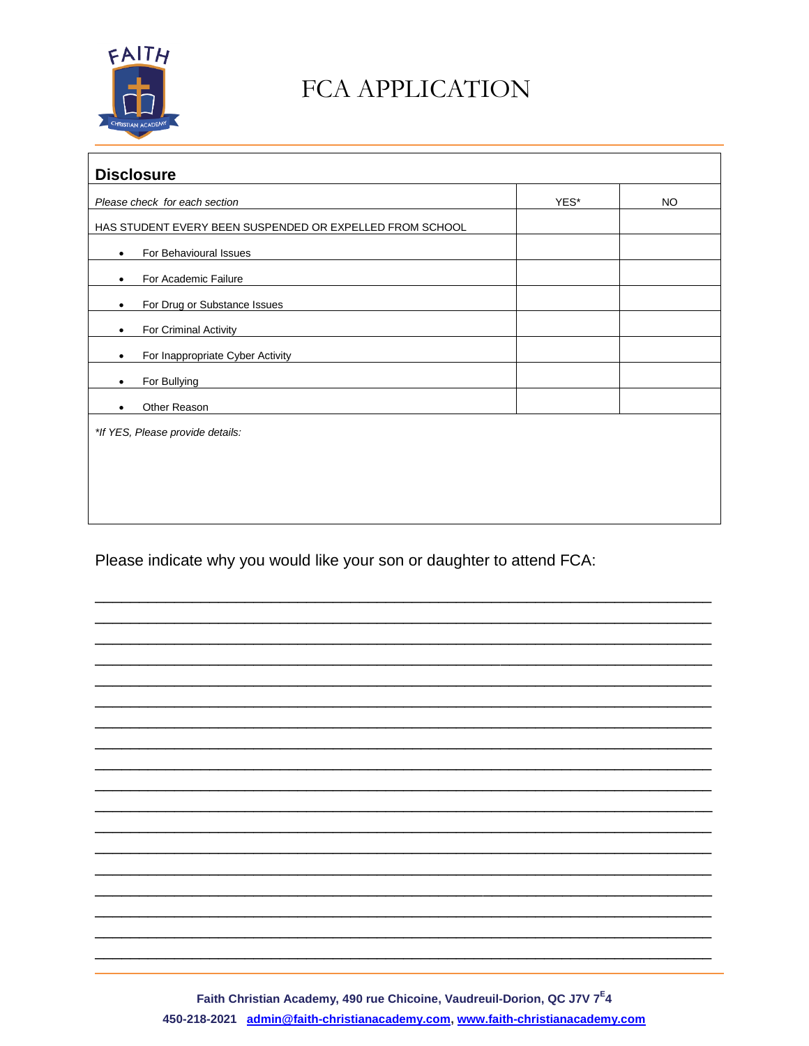# FCA APPLICATION

| **Disclosure** | | |
|---|---|---|
| *Please check for each section* | YES* | NO |
| HAS STUDENT EVERY BEEN SUSPENDED OR EXPELLED FROM SCHOOL | | |
| • For Behavioural Issues | | |
| • For Academic Failure | | |
| • For Drug or Substance Issues | | |
| • For Criminal Activity | | |
| • For Inappropriate Cyber Activity | | |
| • For Bullying | | |
| • Other Reason | | |

*\*If YES, Please provide details:*

Please indicate why you would like your son or daughter to attend FCA:

______________________________________________________________________________

______________________________________________________________________________

______________________________________________________________________________

______________________________________________________________________________

______________________________________________________________________________

______________________________________________________________________________

______________________________________________________________________________

______________________________________________________________________________

______________________________________________________________________________

______________________________________________________________________________

______________________________________________________________________________

______________________________________________________________________________

______________________________________________________________________________

______________________________________________________________________________

______________________________________________________________________________

______________________________________________________________________________

______________________________________________________________________________

______________________________________________________________________________

**Faith Christian Academy, 490 rue Chicoine, Vaudreuil-Dorion, QC J7V 7E4**

**450-218-2021 [admin@faith-christianacademy.com](mailto:admin@faith-christianacademy.com), [www.faith-christianacademy.com](http://www.faith-christianacademy.com)**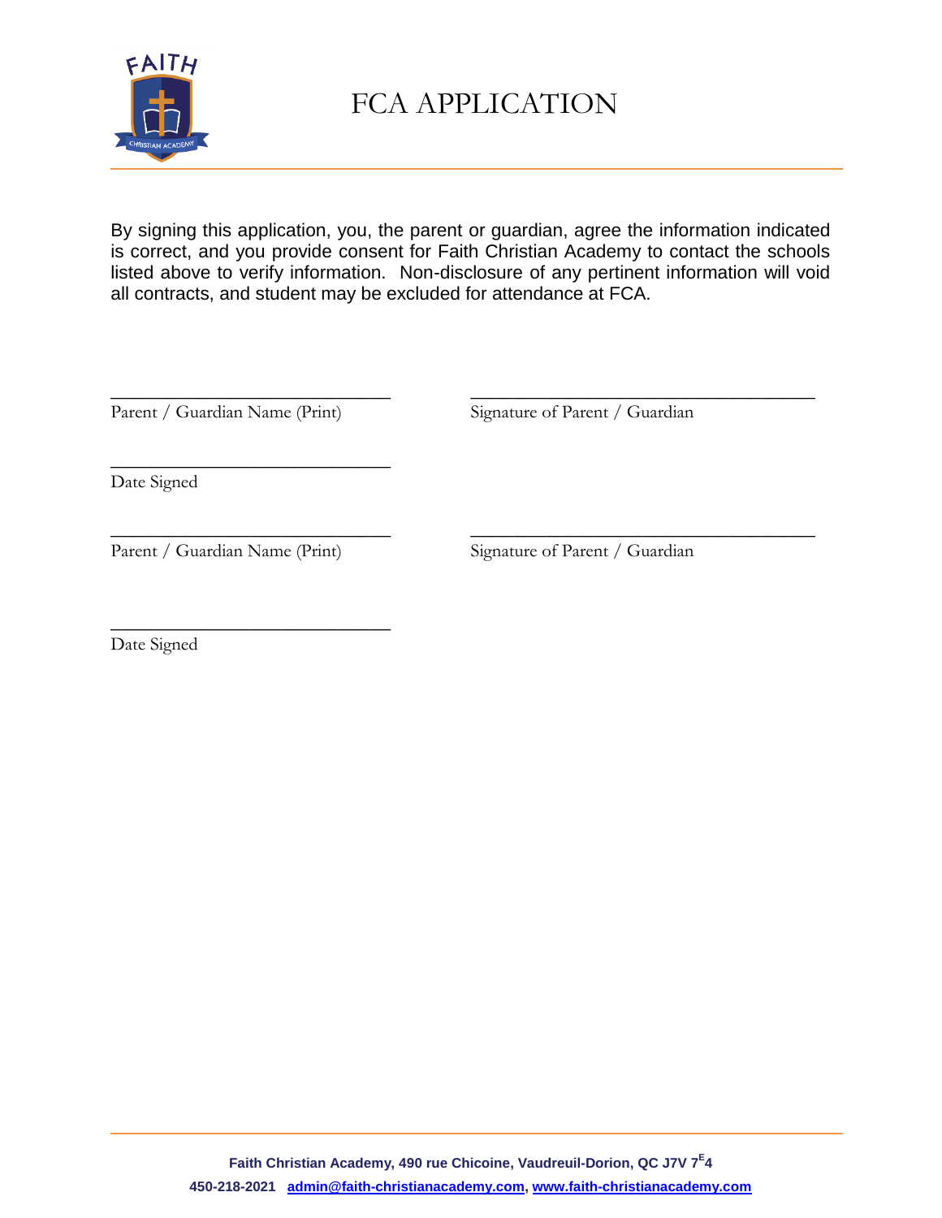# FCA APPLICATION

By signing this application, you, the parent or guardian, agree the information indicated is correct, and you provide consent for Faith Christian Academy to contact the schools listed above to verify information. Non-disclosure of any pertinent information will void all contracts, and student may be excluded for attendance at FCA.

______________________________ Parent / Guardian Name (Print)

______________________________ Signature of Parent / Guardian

______________________________ Date Signed

______________________________ Parent / Guardian Name (Print)

______________________________ Signature of Parent / Guardian

______________________________ Date Signed

**Faith Christian Academy, 490 rue Chicoine, Vaudreuil-Dorion, QC J7V 7E4**

**450-218-2021 [admin@faith-christianacademy.com](mailto:admin@faith-christianacademy.com), [www.faith-christianacademy.com](http://www.faith-christianacademy.com)**